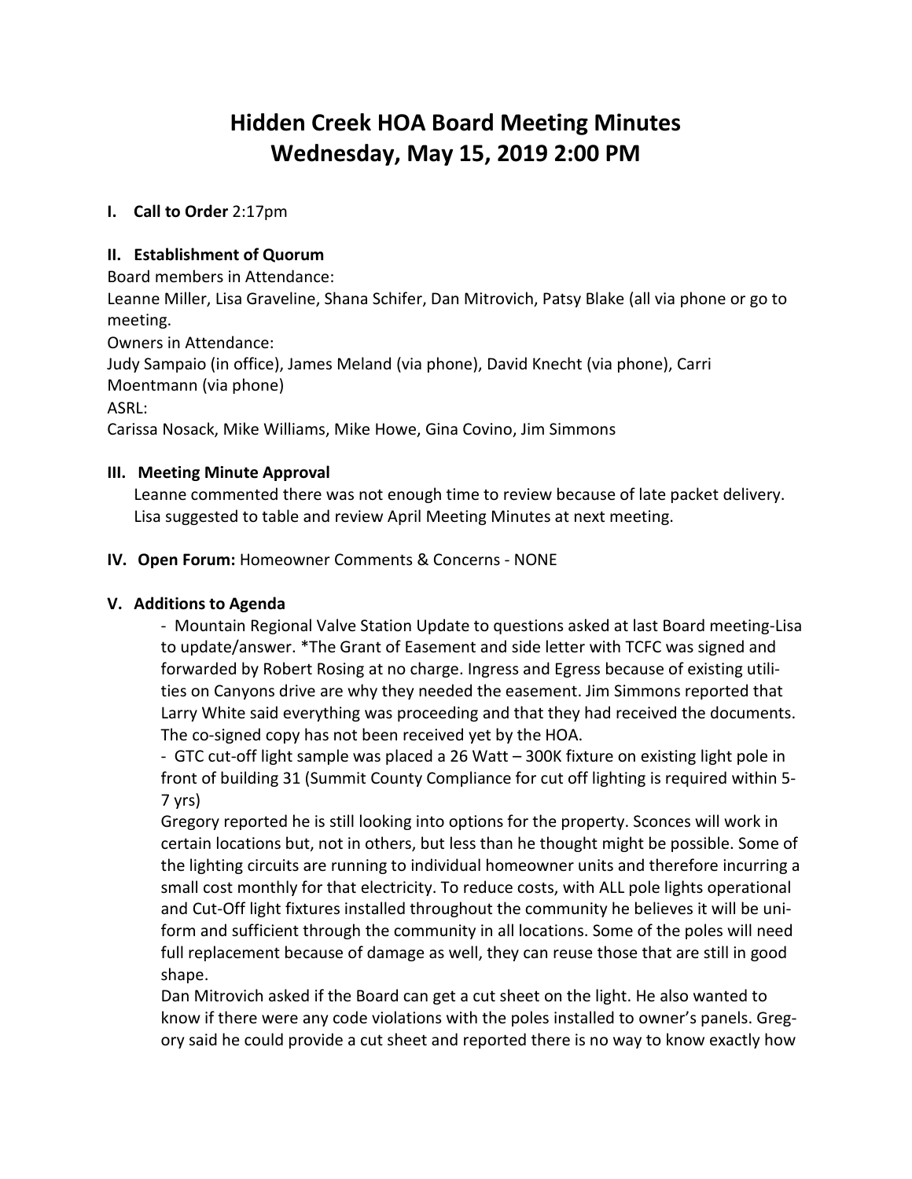# Hidden Creek HOA Board Meeting Minutes
# Wednesday, May 15, 2019 2:00 PM

**I. Call to Order** 2:17pm

**II. Establishment of Quorum**

Board members in Attendance:
Leanne Miller, Lisa Graveline, Shana Schifer, Dan Mitrovich, Patsy Blake (all via phone or go to meeting.
Owners in Attendance:
Judy Sampaio (in office), James Meland (via phone), David Knecht (via phone), Carri Moentmann (via phone)
ASRL:
Carissa Nosack, Mike Williams, Mike Howe, Gina Covino, Jim Simmons

**III. Meeting Minute Approval**

Leanne commented there was not enough time to review because of late packet delivery. Lisa suggested to table and review April Meeting Minutes at next meeting.

**IV. Open Forum:** Homeowner Comments & Concerns - NONE

**V. Additions to Agenda**

- Mountain Regional Valve Station Update to questions asked at last Board meeting-Lisa to update/answer. *The Grant of Easement and side letter with TCFC was signed and forwarded by Robert Rosing at no charge. Ingress and Egress because of existing utilities on Canyons drive are why they needed the easement. Jim Simmons reported that Larry White said everything was proceeding and that they had received the documents. The co-signed copy has not been received yet by the HOA.
- GTC cut-off light sample was placed a 26 Watt – 300K fixture on existing light pole in front of building 31 (Summit County Compliance for cut off lighting is required within 5-7 yrs)

Gregory reported he is still looking into options for the property. Sconces will work in certain locations but, not in others, but less than he thought might be possible. Some of the lighting circuits are running to individual homeowner units and therefore incurring a small cost monthly for that electricity. To reduce costs, with ALL pole lights operational and Cut-Off light fixtures installed throughout the community he believes it will be uniform and sufficient through the community in all locations. Some of the poles will need full replacement because of damage as well, they can reuse those that are still in good shape.

Dan Mitrovich asked if the Board can get a cut sheet on the light. He also wanted to know if there were any code violations with the poles installed to owner's panels. Gregory said he could provide a cut sheet and reported there is no way to know exactly how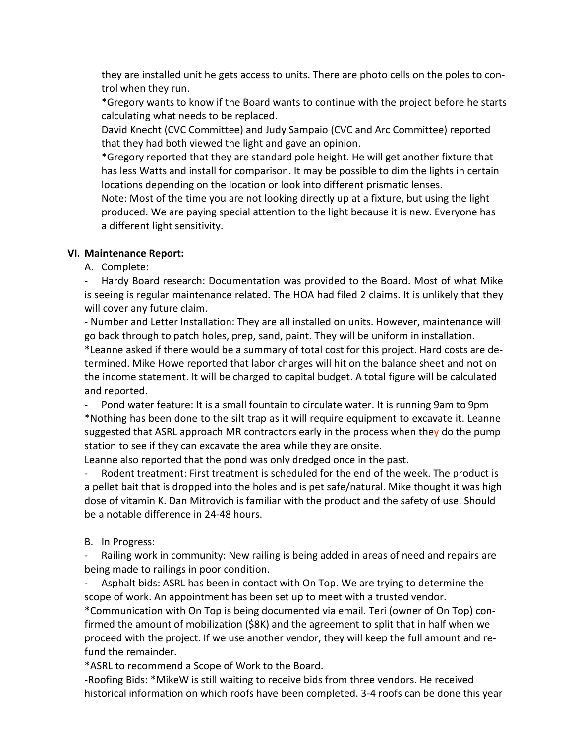they are installed unit he gets access to units. There are photo cells on the poles to control when they run.

*Gregory wants to know if the Board wants to continue with the project before he starts calculating what needs to be replaced.

David Knecht (CVC Committee) and Judy Sampaio (CVC and Arc Committee) reported that they had both viewed the light and gave an opinion.

*Gregory reported that they are standard pole height. He will get another fixture that has less Watts and install for comparison. It may be possible to dim the lights in certain locations depending on the location or look into different prismatic lenses.

Note: Most of the time you are not looking directly up at a fixture, but using the light produced. We are paying special attention to the light because it is new. Everyone has a different light sensitivity.

## VI. Maintenance Report:

A. Complete:

- Hardy Board research: Documentation was provided to the Board. Most of what Mike is seeing is regular maintenance related. The HOA had filed 2 claims. It is unlikely that they will cover any future claim.

- Number and Letter Installation: They are all installed on units. However, maintenance will go back through to patch holes, prep, sand, paint. They will be uniform in installation.

*Leanne asked if there would be a summary of total cost for this project. Hard costs are determined. Mike Howe reported that labor charges will hit on the balance sheet and not on the income statement. It will be charged to capital budget. A total figure will be calculated and reported.

- Pond water feature: It is a small fountain to circulate water. It is running 9am to 9pm

*Nothing has been done to the silt trap as it will require equipment to excavate it. Leanne suggested that ASRL approach MR contractors early in the process when they do the pump station to see if they can excavate the area while they are onsite.

Leanne also reported that the pond was only dredged once in the past.

- Rodent treatment: First treatment is scheduled for the end of the week. The product is a pellet bait that is dropped into the holes and is pet safe/natural. Mike thought it was high dose of vitamin K. Dan Mitrovich is familiar with the product and the safety of use. Should be a notable difference in 24-48 hours.

B. In Progress:

- Railing work in community: New railing is being added in areas of need and repairs are being made to railings in poor condition.

- Asphalt bids: ASRL has been in contact with On Top. We are trying to determine the scope of work. An appointment has been set up to meet with a trusted vendor.

*Communication with On Top is being documented via email. Teri (owner of On Top) confirmed the amount of mobilization ($8K) and the agreement to split that in half when we proceed with the project. If we use another vendor, they will keep the full amount and refund the remainder.

*ASRL to recommend a Scope of Work to the Board.

-Roofing Bids: *MikeW is still waiting to receive bids from three vendors. He received historical information on which roofs have been completed. 3-4 roofs can be done this year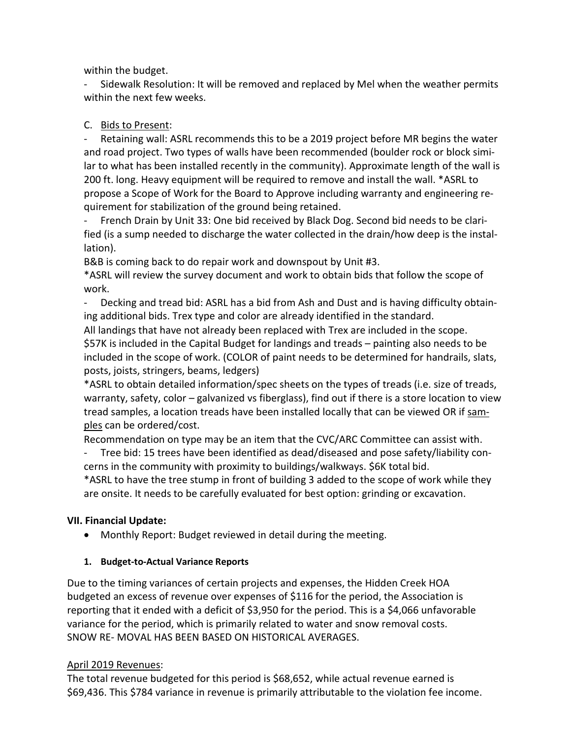within the budget.

- Sidewalk Resolution: It will be removed and replaced by Mel when the weather permits within the next few weeks.

C. Bids to Present:

- Retaining wall: ASRL recommends this to be a 2019 project before MR begins the water and road project. Two types of walls have been recommended (boulder rock or block similar to what has been installed recently in the community). Approximate length of the wall is 200 ft. long. Heavy equipment will be required to remove and install the wall. *ASRL to propose a Scope of Work for the Board to Approve including warranty and engineering requirement for stabilization of the ground being retained.
- French Drain by Unit 33: One bid received by Black Dog. Second bid needs to be clarified (is a sump needed to discharge the water collected in the drain/how deep is the installation).

B&B is coming back to do repair work and downspout by Unit #3.

*ASRL will review the survey document and work to obtain bids that follow the scope of work.

- Decking and tread bid: ASRL has a bid from Ash and Dust and is having difficulty obtaining additional bids. Trex type and color are already identified in the standard.

All landings that have not already been replaced with Trex are included in the scope. $57K is included in the Capital Budget for landings and treads – painting also needs to be included in the scope of work. (COLOR of paint needs to be determined for handrails, slats, posts, joists, stringers, beams, ledgers)

*ASRL to obtain detailed information/spec sheets on the types of treads (i.e. size of treads, warranty, safety, color – galvanized vs fiberglass), find out if there is a store location to view tread samples, a location treads have been installed locally that can be viewed OR if samples can be ordered/cost.

Recommendation on type may be an item that the CVC/ARC Committee can assist with.

- Tree bid: 15 trees have been identified as dead/diseased and pose safety/liability concerns in the community with proximity to buildings/walkways. $6K total bid.

*ASRL to have the tree stump in front of building 3 added to the scope of work while they are onsite. It needs to be carefully evaluated for best option: grinding or excavation.

**VII. Financial Update:**

- Monthly Report: Budget reviewed in detail during the meeting.

**1. Budget-to-Actual Variance Reports**

Due to the timing variances of certain projects and expenses, the Hidden Creek HOA budgeted an excess of revenue over expenses of $116 for the period, the Association is reporting that it ended with a deficit of $3,950 for the period. This is a $4,066 unfavorable variance for the period, which is primarily related to water and snow removal costs. SNOW RE- MOVAL HAS BEEN BASED ON HISTORICAL AVERAGES.

April 2019 Revenues:

The total revenue budgeted for this period is $68,652, while actual revenue earned is $69,436. This $784 variance in revenue is primarily attributable to the violation fee income.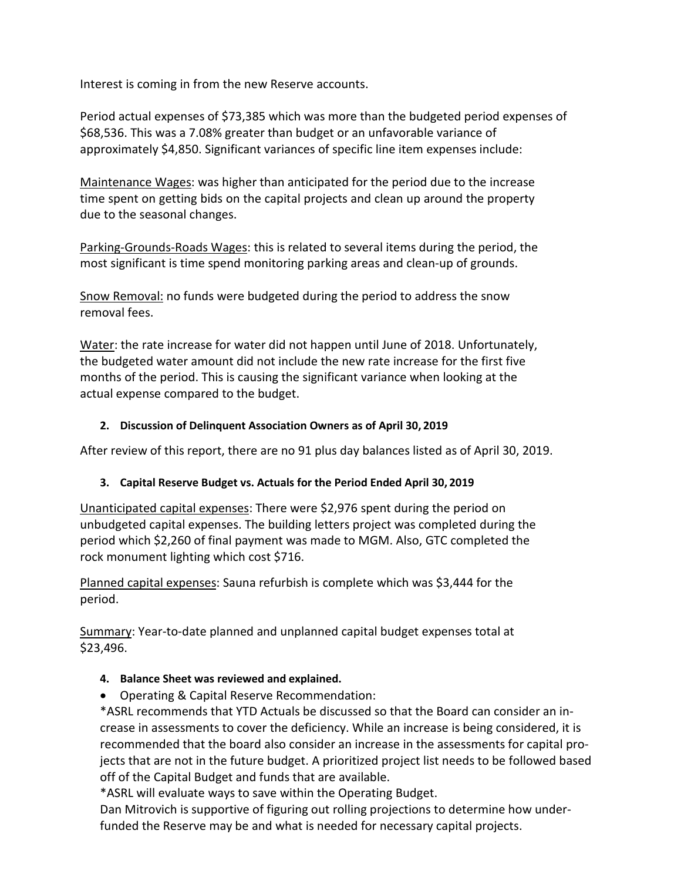Interest is coming in from the new Reserve accounts.

Period actual expenses of $73,385 which was more than the budgeted period expenses of $68,536. This was a 7.08% greater than budget or an unfavorable variance of approximately $4,850. Significant variances of specific line item expenses include:

<u>Maintenance Wages</u>: was higher than anticipated for the period due to the increase time spent on getting bids on the capital projects and clean up around the property due to the seasonal changes.

<u>Parking-Grounds-Roads Wages</u>: this is related to several items during the period, the most significant is time spend monitoring parking areas and clean-up of grounds.

<u>Snow Removal:</u> no funds were budgeted during the period to address the snow removal fees.

<u>Water</u>: the rate increase for water did not happen until June of 2018. Unfortunately, the budgeted water amount did not include the new rate increase for the first five months of the period. This is causing the significant variance when looking at the actual expense compared to the budget.

**2. Discussion of Delinquent Association Owners as of April 30, 2019**

After review of this report, there are no 91 plus day balances listed as of April 30, 2019.

**3. Capital Reserve Budget vs. Actuals for the Period Ended April 30, 2019**

<u>Unanticipated capital expenses</u>: There were $2,976 spent during the period on unbudgeted capital expenses. The building letters project was completed during the period which $2,260 of final payment was made to MGM. Also, GTC completed the rock monument lighting which cost $716.

<u>Planned capital expenses</u>: Sauna refurbish is complete which was $3,444 for the period.

<u>Summary</u>: Year-to-date planned and unplanned capital budget expenses total at $23,496.

**4. Balance Sheet was reviewed and explained.**

- Operating & Capital Reserve Recommendation:

*ASRL recommends that YTD Actuals be discussed so that the Board can consider an increase in assessments to cover the deficiency. While an increase is being considered, it is recommended that the board also consider an increase in the assessments for capital projects that are not in the future budget. A prioritized project list needs to be followed based off of the Capital Budget and funds that are available.
*ASRL will evaluate ways to save within the Operating Budget.
Dan Mitrovich is supportive of figuring out rolling projections to determine how underfunded the Reserve may be and what is needed for necessary capital projects.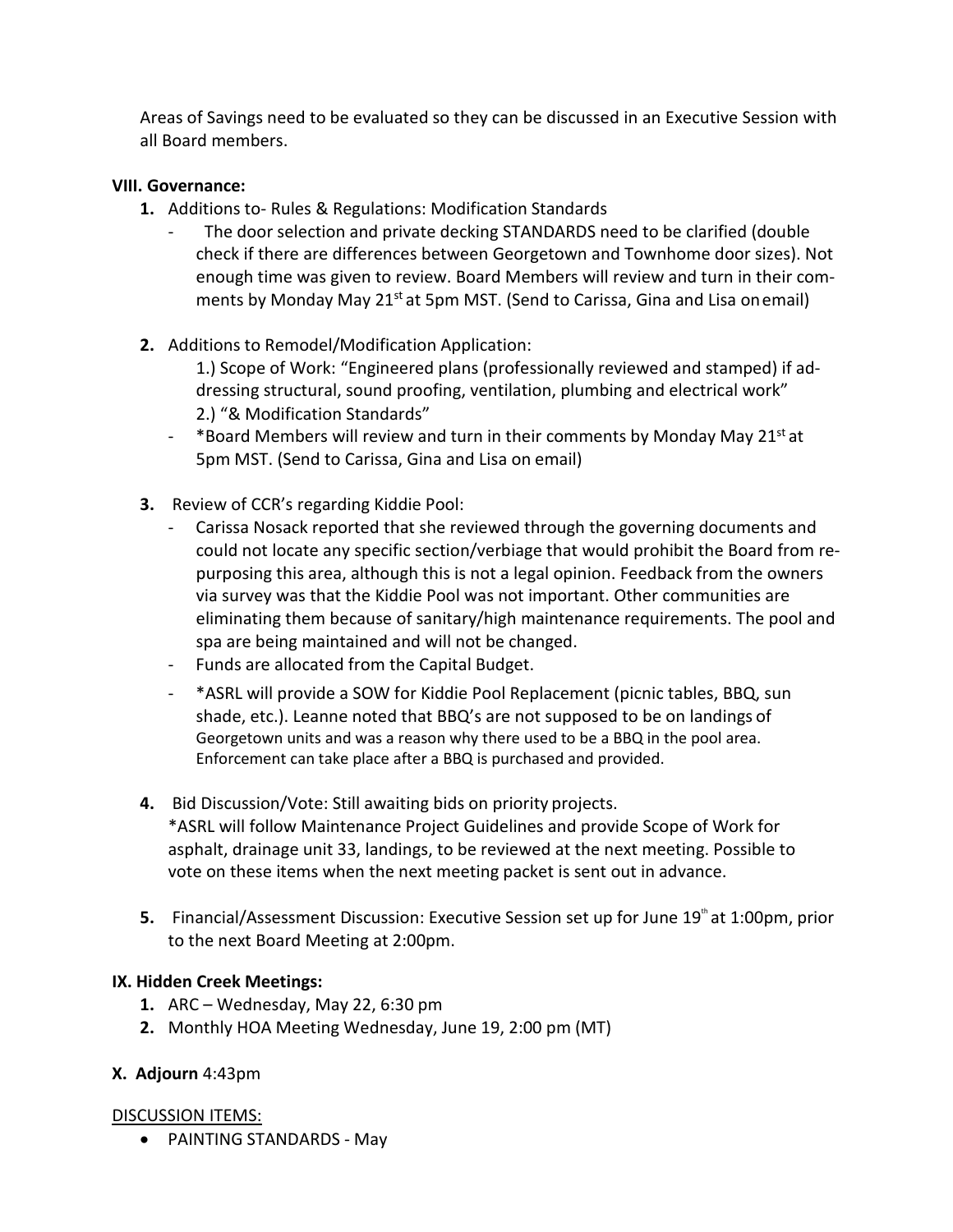Areas of Savings need to be evaluated so they can be discussed in an Executive Session with all Board members.

**VIII. Governance:**

1. Additions to- Rules & Regulations: Modification Standards
   - The door selection and private decking STANDARDS need to be clarified (double check if there are differences between Georgetown and Townhome door sizes). Not enough time was given to review. Board Members will review and turn in their comments by Monday May 21st at 5pm MST. (Send to Carissa, Gina and Lisa on email)

2. Additions to Remodel/Modification Application:

   1.) Scope of Work: "Engineered plans (professionally reviewed and stamped) if addressing structural, sound proofing, ventilation, plumbing and electrical work"
   2.) "& Modification Standards"

   - *Board Members will review and turn in their comments by Monday May 21st at 5pm MST. (Send to Carissa, Gina and Lisa on email)

3. Review of CCR's regarding Kiddie Pool:
   - Carissa Nosack reported that she reviewed through the governing documents and could not locate any specific section/verbiage that would prohibit the Board from repurposing this area, although this is not a legal opinion. Feedback from the owners via survey was that the Kiddie Pool was not important. Other communities are eliminating them because of sanitary/high maintenance requirements. The pool and spa are being maintained and will not be changed.
   - Funds are allocated from the Capital Budget.
   - *ASRL will provide a SOW for Kiddie Pool Replacement (picnic tables, BBQ, sun shade, etc.). Leanne noted that BBQ's are not supposed to be on landings of Georgetown units and was a reason why there used to be a BBQ in the pool area. Enforcement can take place after a BBQ is purchased and provided.

4. Bid Discussion/Vote: Still awaiting bids on priority projects.
   *ASRL will follow Maintenance Project Guidelines and provide Scope of Work for asphalt, drainage unit 33, landings, to be reviewed at the next meeting. Possible to vote on these items when the next meeting packet is sent out in advance.

5. Financial/Assessment Discussion: Executive Session set up for June 19th at 1:00pm, prior to the next Board Meeting at 2:00pm.

**IX. Hidden Creek Meetings:**

1. ARC – Wednesday, May 22, 6:30 pm
2. Monthly HOA Meeting Wednesday, June 19, 2:00 pm (MT)

**X. Adjourn** 4:43pm

DISCUSSION ITEMS:

- PAINTING STANDARDS - May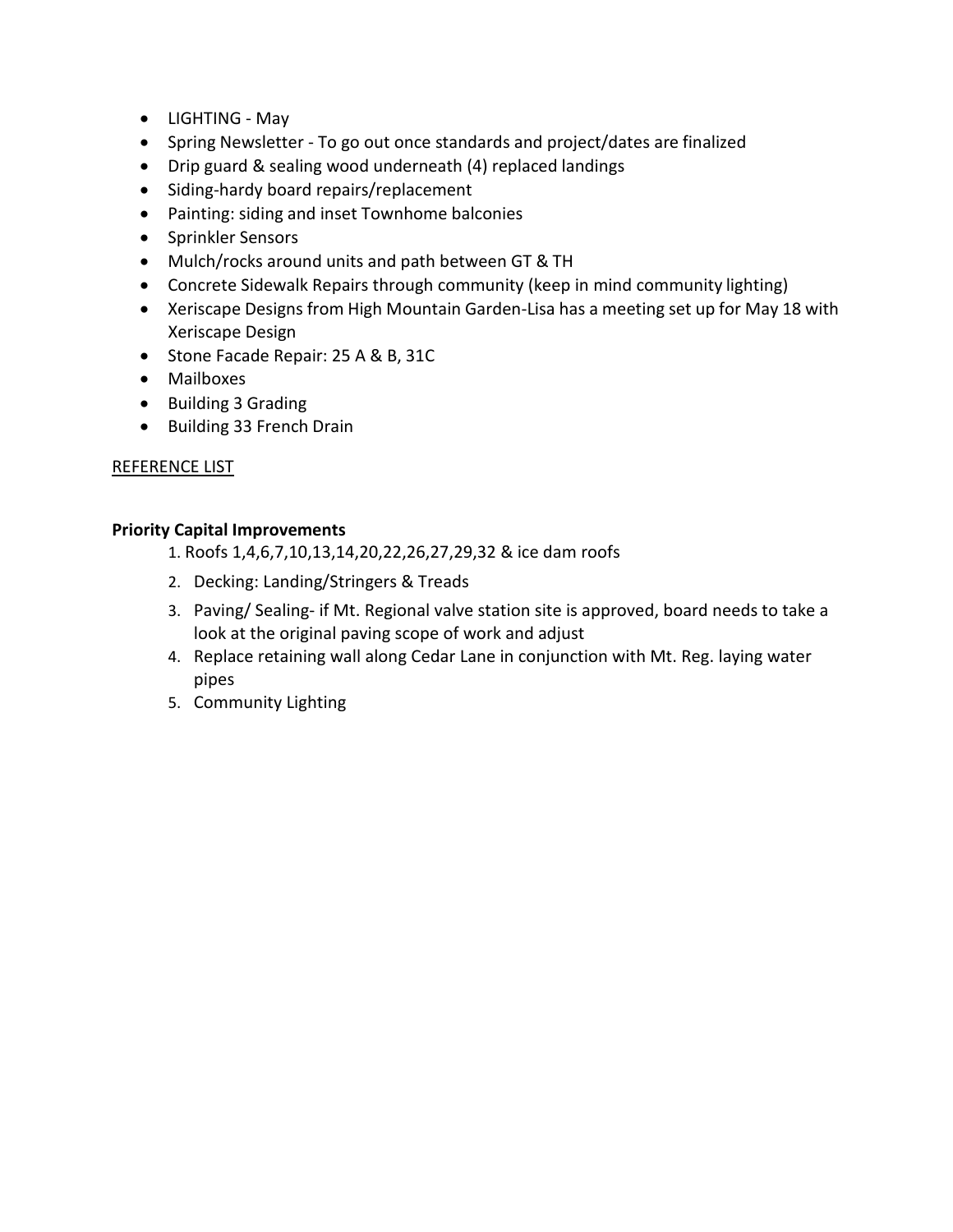- LIGHTING - May
- Spring Newsletter - To go out once standards and project/dates are finalized
- Drip guard & sealing wood underneath (4) replaced landings
- Siding-hardy board repairs/replacement
- Painting: siding and inset Townhome balconies
- Sprinkler Sensors
- Mulch/rocks around units and path between GT & TH
- Concrete Sidewalk Repairs through community (keep in mind community lighting)
- Xeriscape Designs from High Mountain Garden-Lisa has a meeting set up for May 18 with Xeriscape Design
- Stone Facade Repair: 25 A & B, 31C
- Mailboxes
- Building 3 Grading
- Building 33 French Drain

<u>REFERENCE LIST</u>

**Priority Capital Improvements**

1. Roofs 1,4,6,7,10,13,14,20,22,26,27,29,32 & ice dam roofs
2. Decking: Landing/Stringers & Treads
3. Paving/ Sealing- if Mt. Regional valve station site is approved, board needs to take a look at the original paving scope of work and adjust
4. Replace retaining wall along Cedar Lane in conjunction with Mt. Reg. laying water pipes
5. Community Lighting